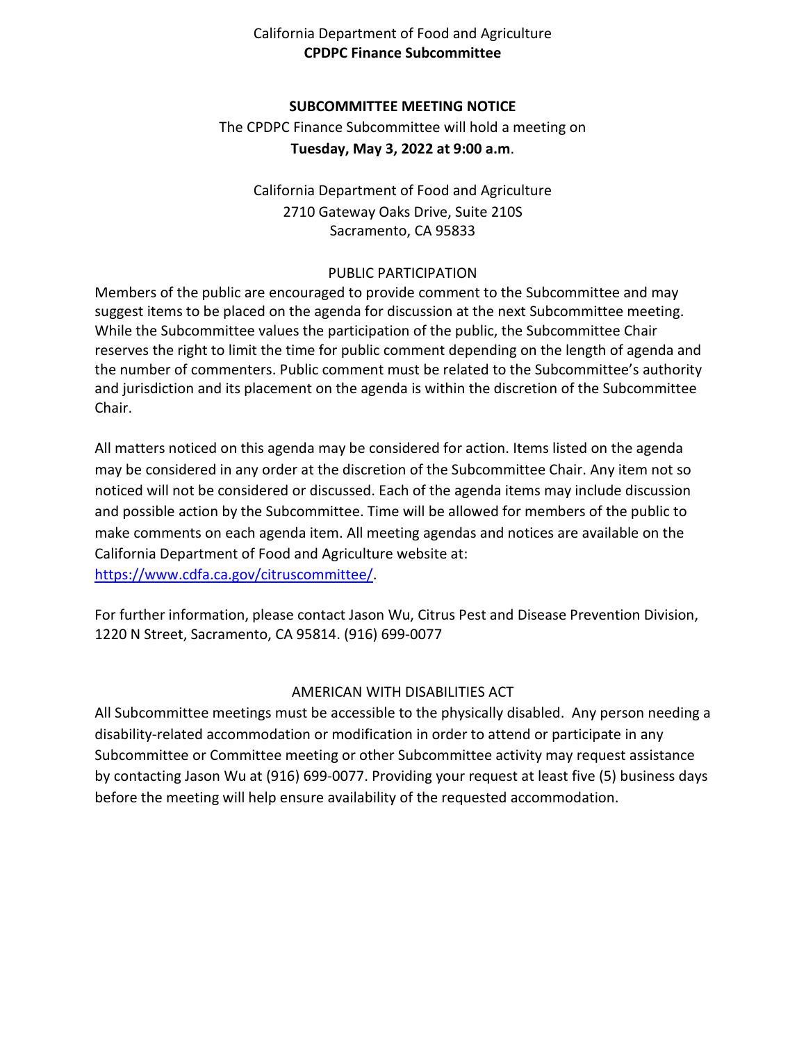California Department of Food and Agriculture

**CPDPC Finance Subcommittee**

## SUBCOMMITTEE MEETING NOTICE

The CPDPC Finance Subcommittee will hold a meeting on

**Tuesday, May 3, 2022 at 9:00 a.m**.

California Department of Food and Agriculture
2710 Gateway Oaks Drive, Suite 210S
Sacramento, CA 95833

### PUBLIC PARTICIPATION

Members of the public are encouraged to provide comment to the Subcommittee and may suggest items to be placed on the agenda for discussion at the next Subcommittee meeting. While the Subcommittee values the participation of the public, the Subcommittee Chair reserves the right to limit the time for public comment depending on the length of agenda and the number of commenters. Public comment must be related to the Subcommittee's authority and jurisdiction and its placement on the agenda is within the discretion of the Subcommittee Chair.

All matters noticed on this agenda may be considered for action. Items listed on the agenda may be considered in any order at the discretion of the Subcommittee Chair. Any item not so noticed will not be considered or discussed. Each of the agenda items may include discussion and possible action by the Subcommittee. Time will be allowed for members of the public to make comments on each agenda item. All meeting agendas and notices are available on the California Department of Food and Agriculture website at: https://www.cdfa.ca.gov/citruscommittee/.

For further information, please contact Jason Wu, Citrus Pest and Disease Prevention Division, 1220 N Street, Sacramento, CA 95814. (916) 699-0077

### AMERICAN WITH DISABILITIES ACT

All Subcommittee meetings must be accessible to the physically disabled. Any person needing a disability-related accommodation or modification in order to attend or participate in any Subcommittee or Committee meeting or other Subcommittee activity may request assistance by contacting Jason Wu at (916) 699-0077. Providing your request at least five (5) business days before the meeting will help ensure availability of the requested accommodation.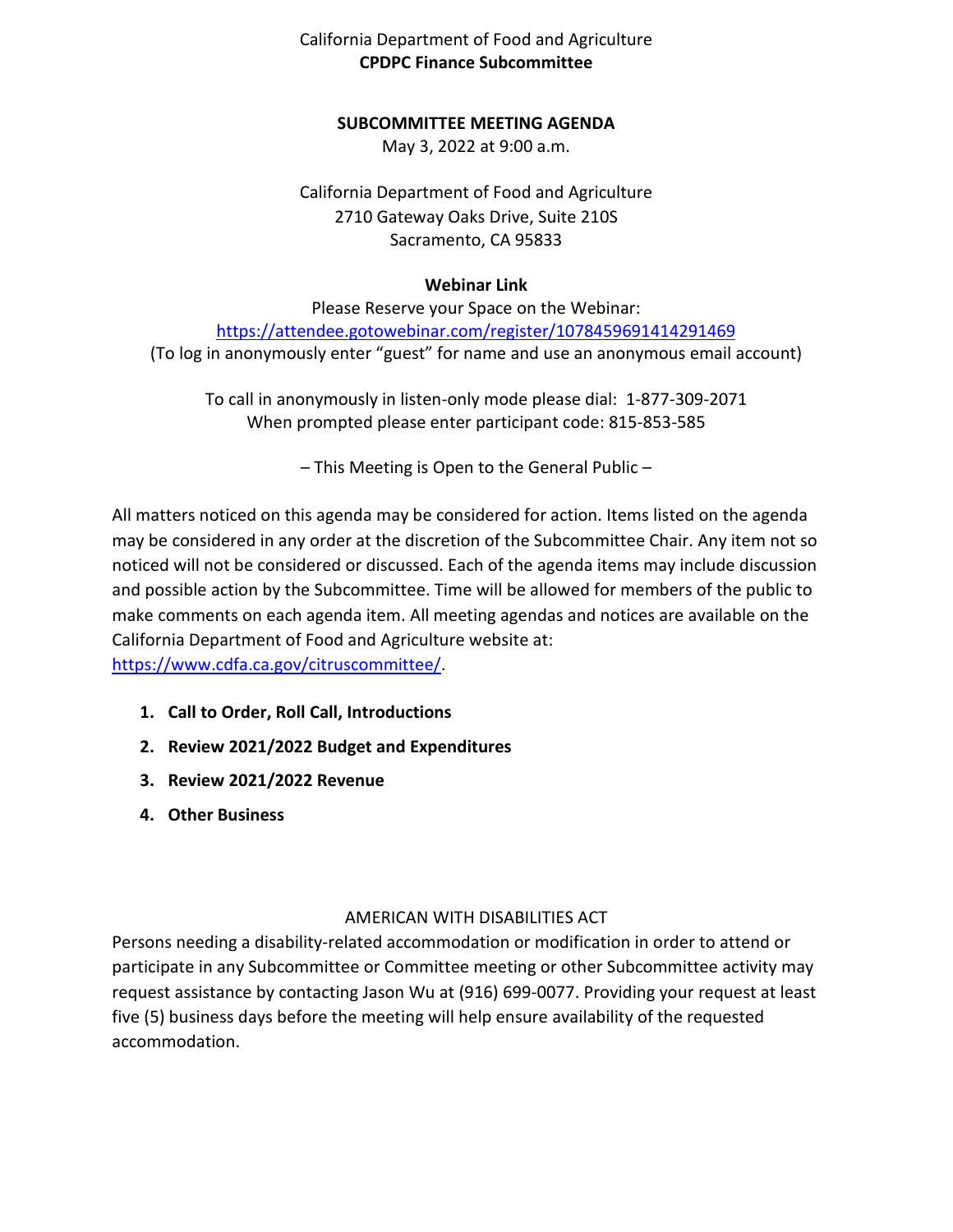California Department of Food and Agriculture

**CPDPC Finance Subcommittee**

**SUBCOMMITTEE MEETING AGENDA**

May 3, 2022 at 9:00 a.m.

California Department of Food and Agriculture
2710 Gateway Oaks Drive, Suite 210S
Sacramento, CA 95833

**Webinar Link**

Please Reserve your Space on the Webinar:
[https://attendee.gotowebinar.com/register/1078459691414291469](https://attendee.gotowebinar.com/register/1078459691414291469)
(To log in anonymously enter "guest" for name and use an anonymous email account)

To call in anonymously in listen-only mode please dial: 1-877-309-2071
When prompted please enter participant code: 815-853-585

– This Meeting is Open to the General Public –

All matters noticed on this agenda may be considered for action. Items listed on the agenda may be considered in any order at the discretion of the Subcommittee Chair. Any item not so noticed will not be considered or discussed. Each of the agenda items may include discussion and possible action by the Subcommittee. Time will be allowed for members of the public to make comments on each agenda item. All meeting agendas and notices are available on the California Department of Food and Agriculture website at: [https://www.cdfa.ca.gov/citruscommittee/](https://www.cdfa.ca.gov/citruscommittee/).

1. **Call to Order, Roll Call, Introductions**
2. **Review 2021/2022 Budget and Expenditures**
3. **Review 2021/2022 Revenue**
4. **Other Business**

AMERICAN WITH DISABILITIES ACT

Persons needing a disability-related accommodation or modification in order to attend or participate in any Subcommittee or Committee meeting or other Subcommittee activity may request assistance by contacting Jason Wu at (916) 699-0077. Providing your request at least five (5) business days before the meeting will help ensure availability of the requested accommodation.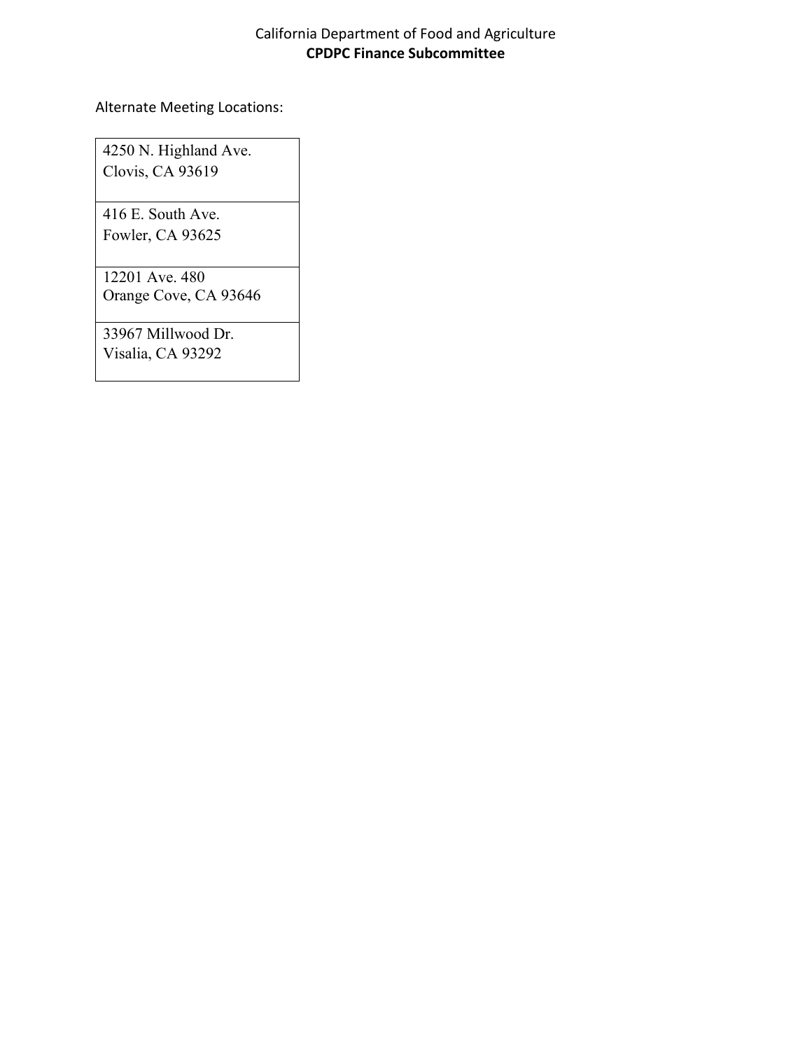California Department of Food and Agriculture
**CPDPC Finance Subcommittee**

Alternate Meeting Locations:

| |
|---|
| 4250 N. Highland Ave.<br>Clovis, CA 93619 |
| 416 E. South Ave.<br>Fowler, CA 93625 |
| 12201 Ave. 480<br>Orange Cove, CA 93646 |
| 33967 Millwood Dr.<br>Visalia, CA 93292 |